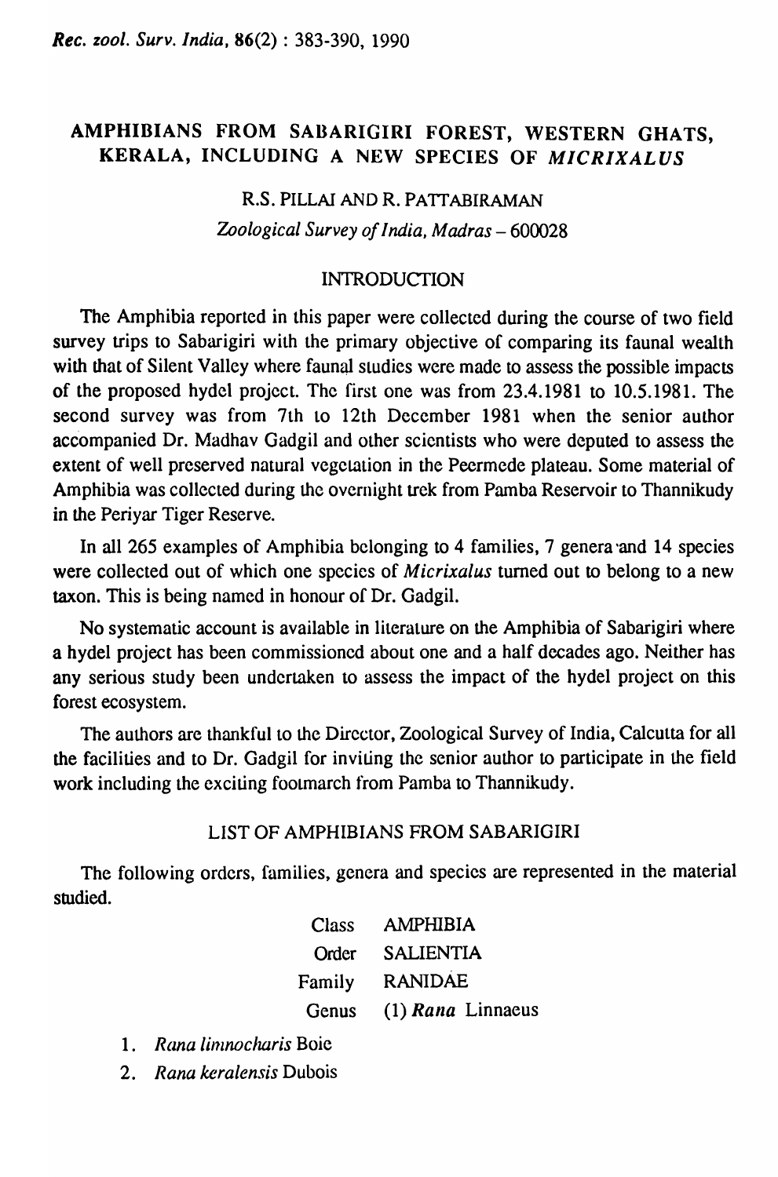# AMPHIBIANS FROM SABARIGIRI FOREST, WESTERN GHATS, KERALA, INCLUDING A NEW SPECIES OF *MICRIXALUS*

R.S. PILLAI AND R. PATTABIRAMAN

*Zoological Survey of India, Madras – 600028*

## INTRODUCTION

The Amphibia reported in this paper were collected during the course of two field survey trips to Sabarigiri with the primary objective of comparing its faunal wealth with that of Silent Valley where faunal studies were made to assess the possible impacts of the proposed hydel project. The first one was from 23.4.1981 to 10.5.1981. The second survey was from 7th to 12th December 1981 when the senior author accompanied Dr. Madhav Gadgil and other scientists who were deputed to assess the extent of well preserved natural vegetation in the Peermede plateau. Some material of Amphibia was collected during the overnight trek from Pamba Reservoir to Thannikudy in the Periyar Tiger Reserve.

In all 265 examples of Amphibia belonging to 4 families, 7 genera and 14 species were collected out of which one species of *Micrixalus* turned out to belong to a new taxon. This is being named in honour of Dr. Gadgil.

No systematic account is available in literature on the Amphibia of Sabarigiri where a hydel project has been commissioned about one and a half decades ago. Neither has any serious study been undertaken to assess the impact of the hydel project on this forest ecosystem.

The authors are thankful to the Director, Zoological Survey of India, Calcutta for all the facilities and to Dr. Gadgil for inviting the senior author to participate in the field work including the exciting footmarch from Pamba to Thannikudy.

## LIST OF AMPHIBIANS FROM SABARIGIRI

The following orders, families, genera and species are represented in the material studied.

Class AMPHIBIA
Order SALIENTIA
Family RANIDAE
Genus (1) ***Rana*** Linnaeus

1. *Rana limnocharis* Boie
2. *Rana keralensis* Dubois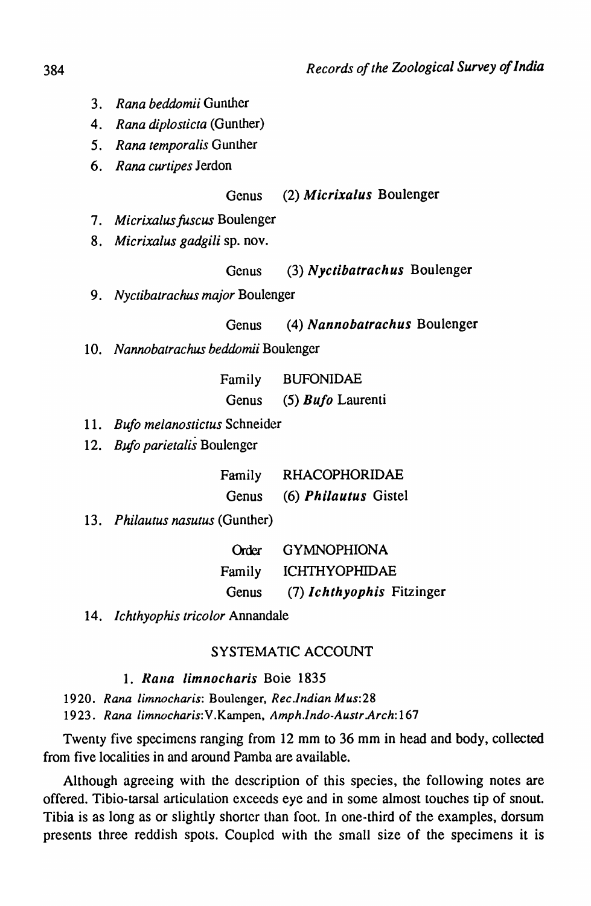3. *Rana beddomii* Gunther
4. *Rana diplosticta* (Gunther)
5. *Rana temporalis* Gunther
6. *Rana curtipes* Jerdon

Genus (2) ***Micrixalus*** Boulenger

7. *Micrixalus fuscus* Boulenger
8. *Micrixalus gadgili* sp. nov.

Genus (3) ***Nyctibatrachus*** Boulenger

9. *Nyctibatrachus major* Boulenger

Genus (4) ***Nannobatrachus*** Boulenger

10. *Nannobatrachus beddomii* Boulenger

Family BUFONIDAE

Genus (5) ***Bufo*** Laurenti

11. *Bufo melanostictus* Schneider
12. *Bufo parietalis* Boulenger

Family RHACOPHORIDAE

Genus (6) ***Philautus*** Gistel

13. *Philautus nasutus* (Gunther)

Order GYMNOPHIONA

Family ICHTHYOPHIDAE

Genus (7) ***Ichthyophis*** Fitzinger

14. *Ichthyophis tricolor* Annandale

## SYSTEMATIC ACCOUNT

### 1. *Rana limnocharis* Boie 1835

1920. *Rana limnocharis*: Boulenger, *Rec.Indian Mus*:28

1923. *Rana limnocharis*:V.Kampen, *Amph.Indo-Austr.Arch*:167

Twenty five specimens ranging from 12 mm to 36 mm in head and body, collected from five localities in and around Pamba are available.

Although agreeing with the description of this species, the following notes are offered. Tibio-tarsal articulation exceeds eye and in some almost touches tip of snout. Tibia is as long as or slightly shorter than foot. In one-third of the examples, dorsum presents three reddish spots. Coupled with the small size of the specimens it is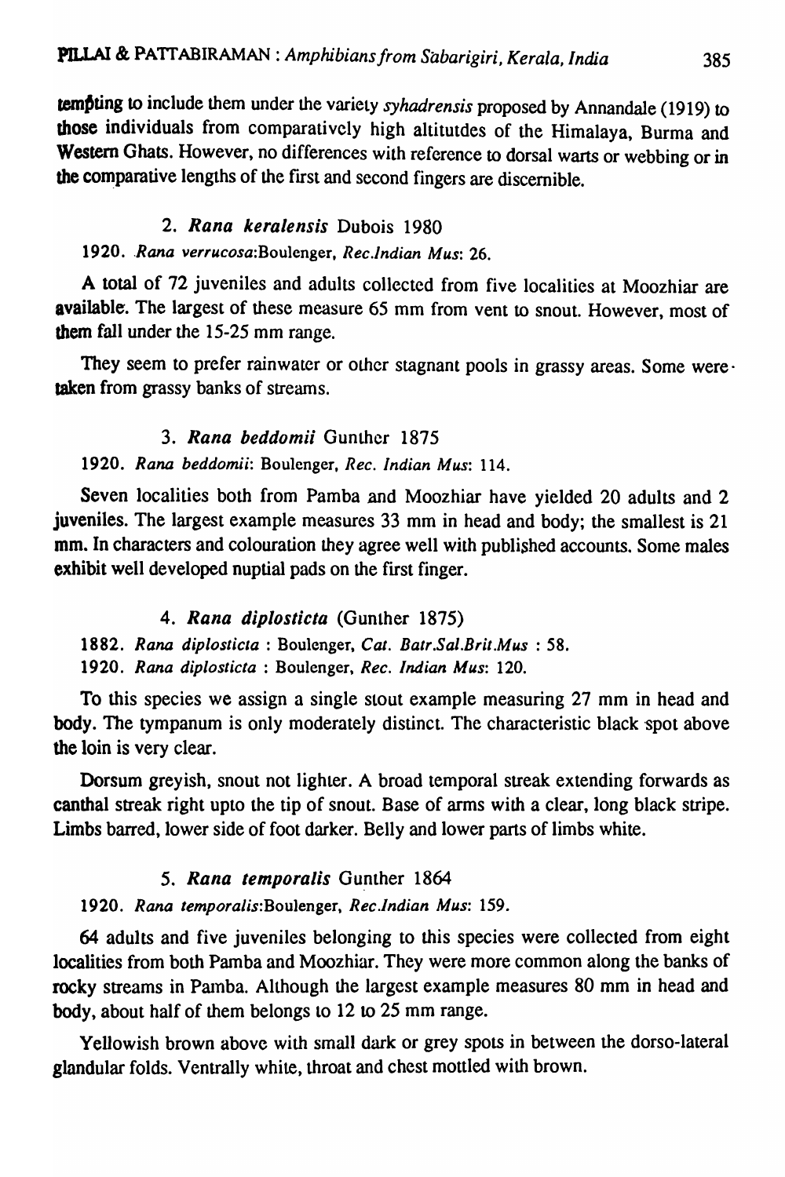tempting to include them under the variety *syhadrensis* proposed by Annandale (1919) to those individuals from comparatively high altitutdes of the Himalaya, Burma and Western Ghats. However, no differences with reference to dorsal warts or webbing or in the comparative lengths of the first and second fingers are discernible.

### 2. *Rana keralensis* Dubois 1980

1920. *Rana verrucosa*:Boulenger, *Rec.Indian Mus*: 26.

A total of 72 juveniles and adults collected from five localities at Moozhiar are available. The largest of these measure 65 mm from vent to snout. However, most of them fall under the 15-25 mm range.

They seem to prefer rainwater or other stagnant pools in grassy areas. Some were taken from grassy banks of streams.

### 3. *Rana beddomii* Gunther 1875

1920. *Rana beddomii*: Boulenger, *Rec. Indian Mus*: 114.

Seven localities both from Pamba and Moozhiar have yielded 20 adults and 2 juveniles. The largest example measures 33 mm in head and body; the smallest is 21 mm. In characters and colouration they agree well with published accounts. Some males exhibit well developed nuptial pads on the first finger.

### 4. *Rana diplosticta* (Gunther 1875)

1882. *Rana diplosticta* : Boulenger, *Cat. Batr.Sal.Brit.Mus* : 58.
1920. *Rana diplosticta* : Boulenger, *Rec. Indian Mus*: 120.

To this species we assign a single stout example measuring 27 mm in head and body. The tympanum is only moderately distinct. The characteristic black spot above the loin is very clear.

Dorsum greyish, snout not lighter. A broad temporal streak extending forwards as canthal streak right upto the tip of snout. Base of arms with a clear, long black stripe. Limbs barred, lower side of foot darker. Belly and lower parts of limbs white.

### 5. *Rana temporalis* Gunther 1864

1920. *Rana temporalis*:Boulenger, *Rec.Indian Mus*: 159.

64 adults and five juveniles belonging to this species were collected from eight localities from both Pamba and Moozhiar. They were more common along the banks of rocky streams in Pamba. Although the largest example measures 80 mm in head and body, about half of them belongs to 12 to 25 mm range.

Yellowish brown above with small dark or grey spots in between the dorso-lateral glandular folds. Ventrally white, throat and chest mottled with brown.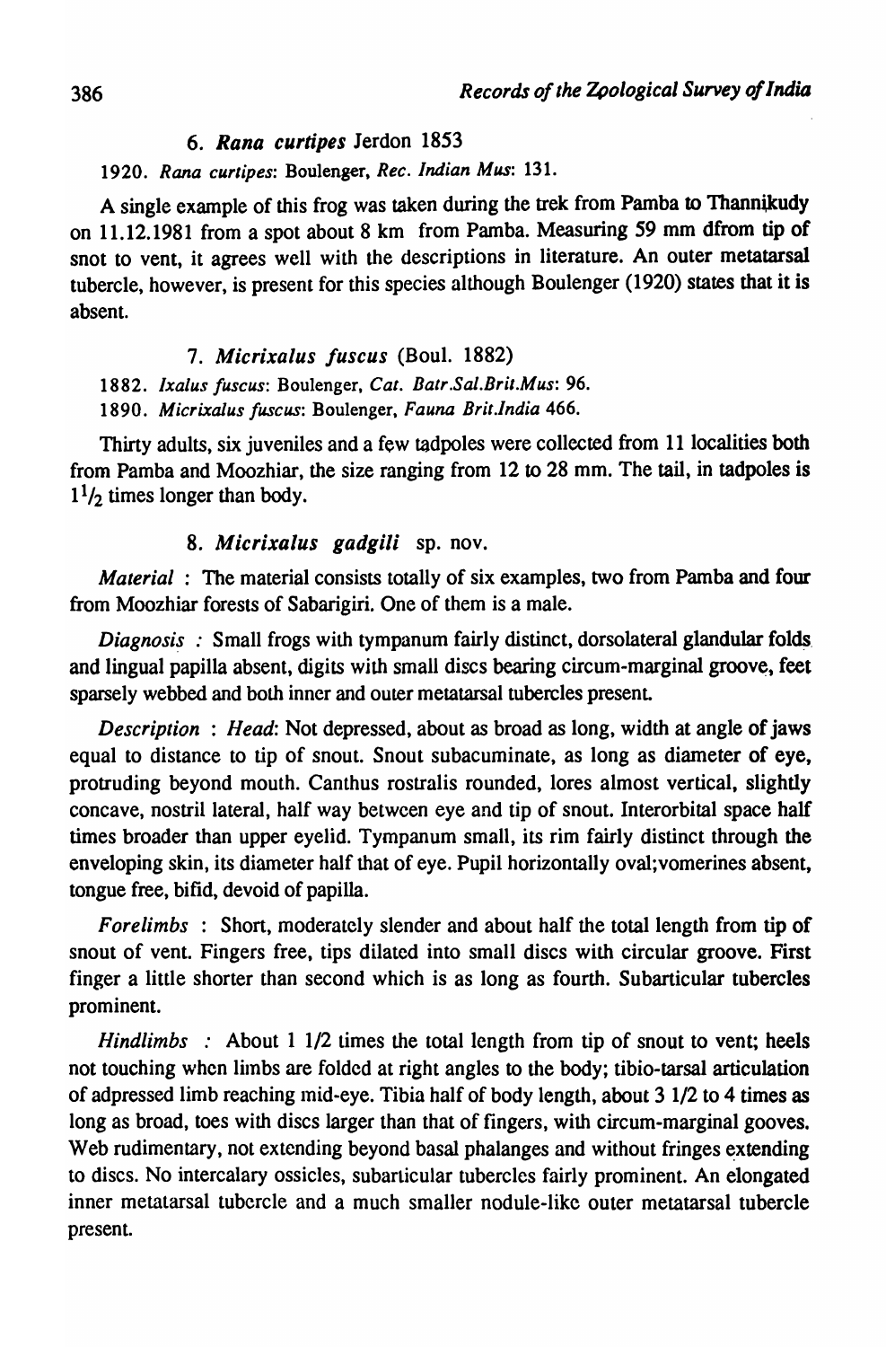### 6. *Rana curtipes* Jerdon 1853

1920. *Rana curtipes*: Boulenger, *Rec. Indian Mus*: 131.

A single example of this frog was taken during the trek from Pamba to Thannikudy on 11.12.1981 from a spot about 8 km from Pamba. Measuring 59 mm dfrom tip of snot to vent, it agrees well with the descriptions in literature. An outer metatarsal tubercle, however, is present for this species although Boulenger (1920) states that it is absent.

### 7. *Micrixalus fuscus* (Boul. 1882)

1882. *Ixalus fuscus*: Boulenger, *Cat. Batr.Sal.Brit.Mus*: 96.
1890. *Micrixalus fuscus*: Boulenger, *Fauna Brit.India* 466.

Thirty adults, six juveniles and a few tadpoles were collected from 11 localities both from Pamba and Moozhiar, the size ranging from 12 to 28 mm. The tail, in tadpoles is $1^1/_2$ times longer than body.

### 8. *Micrixalus gadgili* sp. nov.

*Material* : The material consists totally of six examples, two from Pamba and four from Moozhiar forests of Sabarigiri. One of them is a male.

*Diagnosis* : Small frogs with tympanum fairly distinct, dorsolateral glandular folds and lingual papilla absent, digits with small discs bearing circum-marginal groove, feet sparsely webbed and both inner and outer metatarsal tubercles present.

*Description* : *Head*: Not depressed, about as broad as long, width at angle of jaws equal to distance to tip of snout. Snout subacuminate, as long as diameter of eye, protruding beyond mouth. Canthus rostralis rounded, lores almost vertical, slightly concave, nostril lateral, half way between eye and tip of snout. Interorbital space half times broader than upper eyelid. Tympanum small, its rim fairly distinct through the enveloping skin, its diameter half that of eye. Pupil horizontally oval;vomerines absent, tongue free, bifid, devoid of papilla.

*Forelimbs* : Short, moderately slender and about half the total length from tip of snout of vent. Fingers free, tips dilated into small discs with circular groove. First finger a little shorter than second which is as long as fourth. Subarticular tubercles prominent.

*Hindlimbs* : About 1 1/2 times the total length from tip of snout to vent; heels not touching when limbs are folded at right angles to the body; tibio-tarsal articulation of adpressed limb reaching mid-eye. Tibia half of body length, about 3 1/2 to 4 times as long as broad, toes with discs larger than that of fingers, with circum-marginal gooves. Web rudimentary, not extending beyond basal phalanges and without fringes extending to discs. No intercalary ossicles, subarticular tubercles fairly prominent. An elongated inner metatarsal tubercle and a much smaller nodule-like outer metatarsal tubercle present.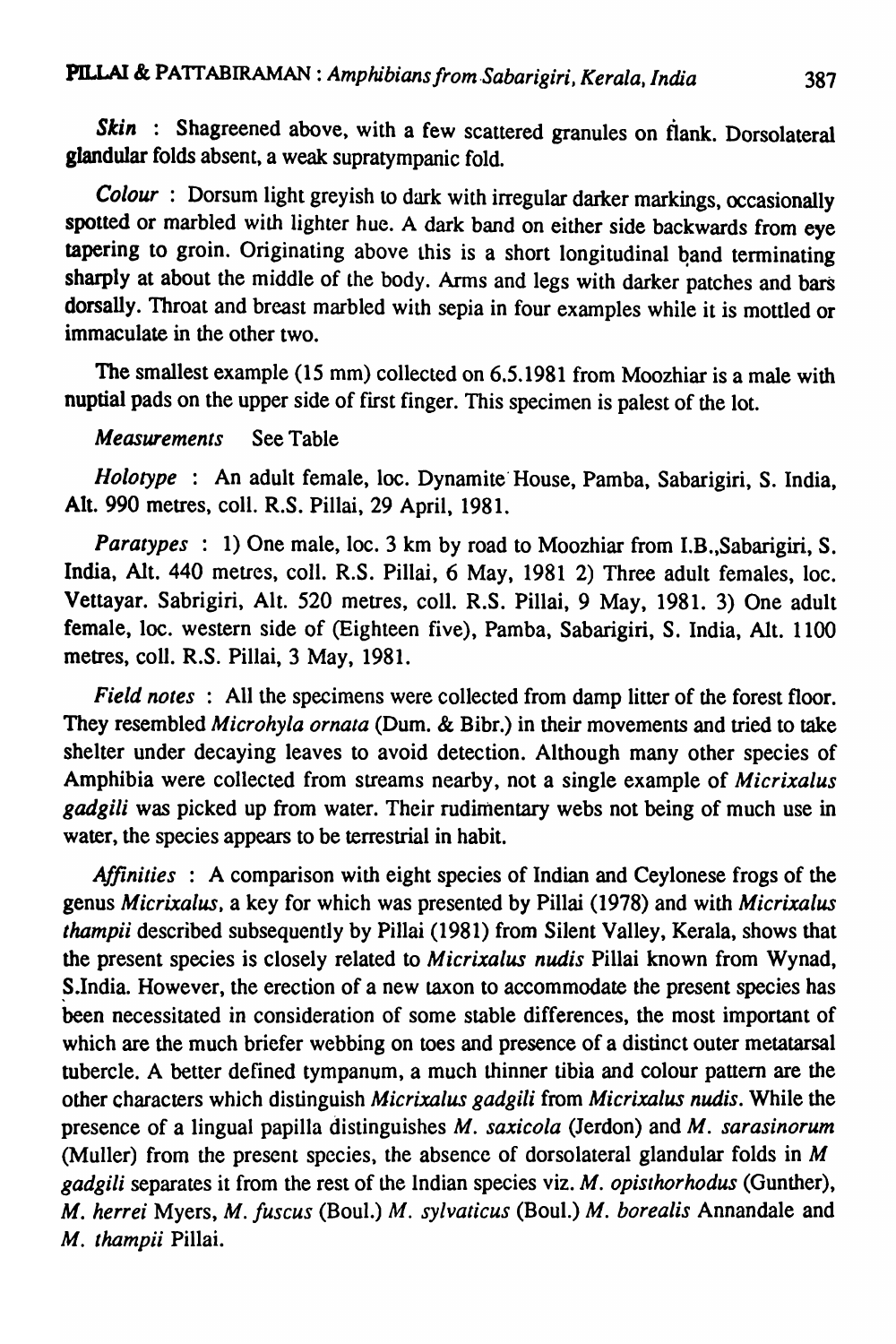*Skin* : Shagreened above, with a few scattered granules on flank. Dorsolateral glandular folds absent, a weak supratympanic fold.

*Colour* : Dorsum light greyish to dark with irregular darker markings, occasionally spotted or marbled with lighter hue. A dark band on either side backwards from eye tapering to groin. Originating above this is a short longitudinal band terminating sharply at about the middle of the body. Arms and legs with darker patches and bars dorsally. Throat and breast marbled with sepia in four examples while it is mottled or immaculate in the other two.

The smallest example (15 mm) collected on 6.5.1981 from Moozhiar is a male with nuptial pads on the upper side of first finger. This specimen is palest of the lot.

*Measurements* See Table

*Holotype* : An adult female, loc. Dynamite House, Pamba, Sabarigiri, S. India, Alt. 990 metres, coll. R.S. Pillai, 29 April, 1981.

*Paratypes* : 1) One male, loc. 3 km by road to Moozhiar from I.B.,Sabarigiri, S. India, Alt. 440 metres, coll. R.S. Pillai, 6 May, 1981 2) Three adult females, loc. Vettayar. Sabrigiri, Alt. 520 metres, coll. R.S. Pillai, 9 May, 1981. 3) One adult female, loc. western side of (Eighteen five), Pamba, Sabarigiri, S. India, Alt. 1100 metres, coll. R.S. Pillai, 3 May, 1981.

*Field notes* : All the specimens were collected from damp litter of the forest floor. They resembled *Microhyla ornata* (Dum. & Bibr.) in their movements and tried to take shelter under decaying leaves to avoid detection. Although many other species of Amphibia were collected from streams nearby, not a single example of *Micrixalus gadgili* was picked up from water. Their rudimentary webs not being of much use in water, the species appears to be terrestrial in habit.

*Affinities* : A comparison with eight species of Indian and Ceylonese frogs of the genus *Micrixalus*, a key for which was presented by Pillai (1978) and with *Micrixalus thampii* described subsequently by Pillai (1981) from Silent Valley, Kerala, shows that the present species is closely related to *Micrixalus nudis* Pillai known from Wynad, S.India. However, the erection of a new taxon to accommodate the present species has been necessitated in consideration of some stable differences, the most important of which are the much briefer webbing on toes and presence of a distinct outer metatarsal tubercle. A better defined tympanum, a much thinner tibia and colour pattern are the other characters which distinguish *Micrixalus gadgili* from *Micrixalus nudis*. While the presence of a lingual papilla distinguishes *M. saxicola* (Jerdon) and *M. sarasinorum* (Muller) from the present species, the absence of dorsolateral glandular folds in *M gadgili* separates it from the rest of the Indian species viz. *M. opisthorhodus* (Gunther), *M. herrei* Myers, *M. fuscus* (Boul.) *M. sylvaticus* (Boul.) *M. borealis* Annandale and *M. thampii* Pillai.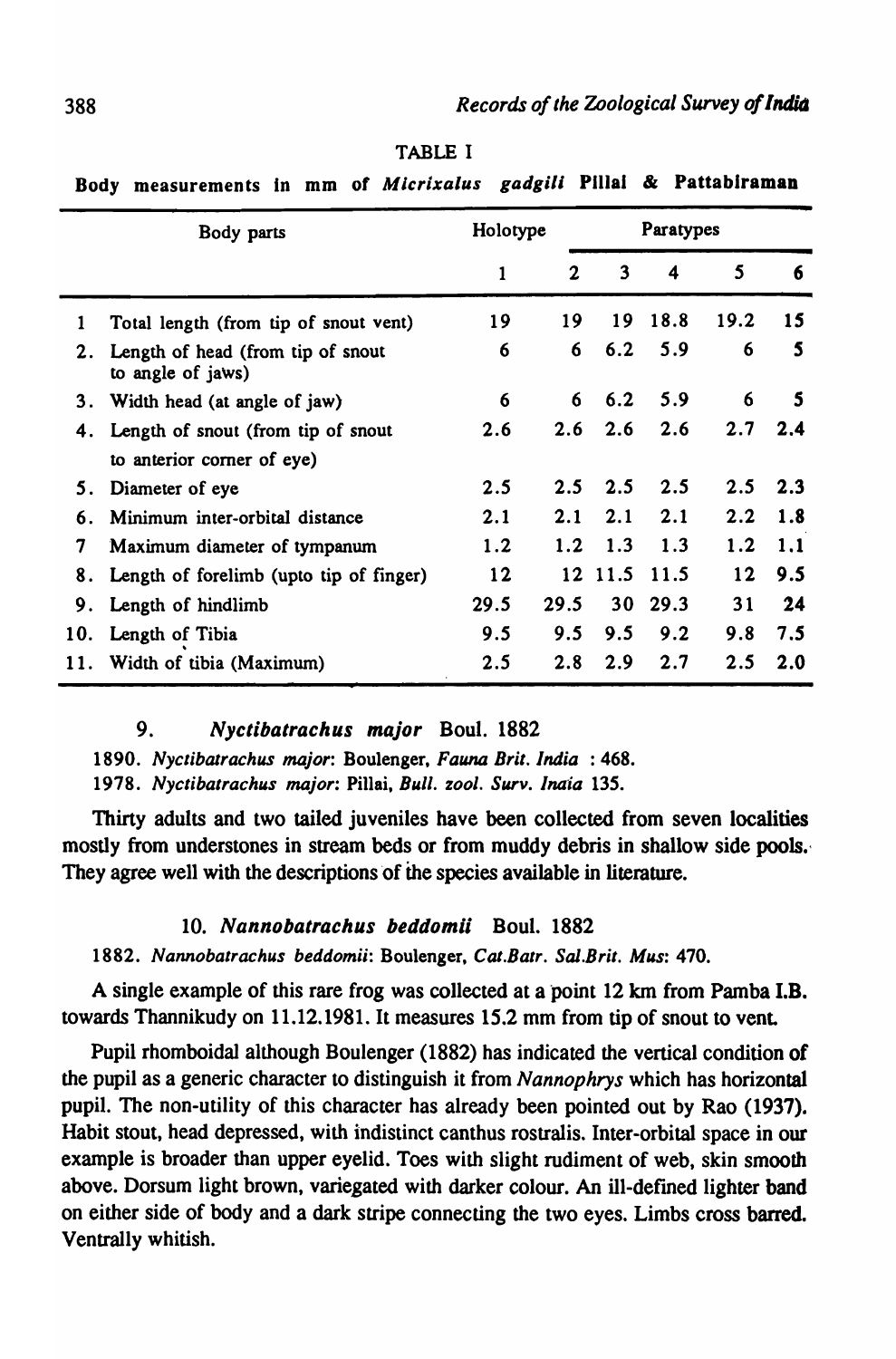TABLE I

**Body measurements in mm of *Micrixalus gadgili* Pillai & Pattabiraman**

| | Body parts | Holotype | Paratypes | | | | |
|---|---|---|---|---|---|---|---|
| | | 1 | 2 | 3 | 4 | 5 | 6 |
| 1 | Total length (from tip of snout vent) | 19 | 19 | 19 | 18.8 | 19.2 | 15 |
| 2. | Length of head (from tip of snout to angle of jaws) | 6 | 6 | 6.2 | 5.9 | 6 | 5 |
| 3. | Width head (at angle of jaw) | 6 | 6 | 6.2 | 5.9 | 6 | 5 |
| 4. | Length of snout (from tip of snout to anterior corner of eye) | 2.6 | 2.6 | 2.6 | 2.6 | 2.7 | 2.4 |
| 5. | Diameter of eye | 2.5 | 2.5 | 2.5 | 2.5 | 2.5 | 2.3 |
| 6. | Minimum inter-orbital distance | 2.1 | 2.1 | 2.1 | 2.1 | 2.2 | 1.8 |
| 7 | Maximum diameter of tympanum | 1.2 | 1.2 | 1.3 | 1.3 | 1.2 | 1.1 |
| 8. | Length of forelimb (upto tip of finger) | 12 | 12 | 11.5 | 11.5 | 12 | 9.5 |
| 9. | Length of hindlimb | 29.5 | 29.5 | 30 | 29.3 | 31 | 24 |
| 10. | Length of Tibia | 9.5 | 9.5 | 9.5 | 9.2 | 9.8 | 7.5 |
| 11. | Width of tibia (Maximum) | 2.5 | 2.8 | 2.9 | 2.7 | 2.5 | 2.0 |

### 9. *Nyctibatrachus major* Boul. 1882

1890. *Nyctibatrachus major*: Boulenger, *Fauna Brit. India* : 468.
1978. *Nyctibatrachus major*: Pillai, *Bull. zool. Surv. India* 135.

Thirty adults and two tailed juveniles have been collected from seven localities mostly from understones in stream beds or from muddy debris in shallow side pools. They agree well with the descriptions of the species available in literature.

### 10. *Nannobatrachus beddomii* Boul. 1882

1882. *Nannobatrachus beddomii*: Boulenger, *Cat.Batr. Sal.Brit. Mus*: 470.

A single example of this rare frog was collected at a point 12 km from Pamba I.B. towards Thannikudy on 11.12.1981. It measures 15.2 mm from tip of snout to vent.

Pupil rhomboidal although Boulenger (1882) has indicated the vertical condition of the pupil as a generic character to distinguish it from *Nannophrys* which has horizontal pupil. The non-utility of this character has already been pointed out by Rao (1937). Habit stout, head depressed, with indistinct canthus rostralis. Inter-orbital space in our example is broader than upper eyelid. Toes with slight rudiment of web, skin smooth above. Dorsum light brown, variegated with darker colour. An ill-defined lighter band on either side of body and a dark stripe connecting the two eyes. Limbs cross barred. Ventrally whitish.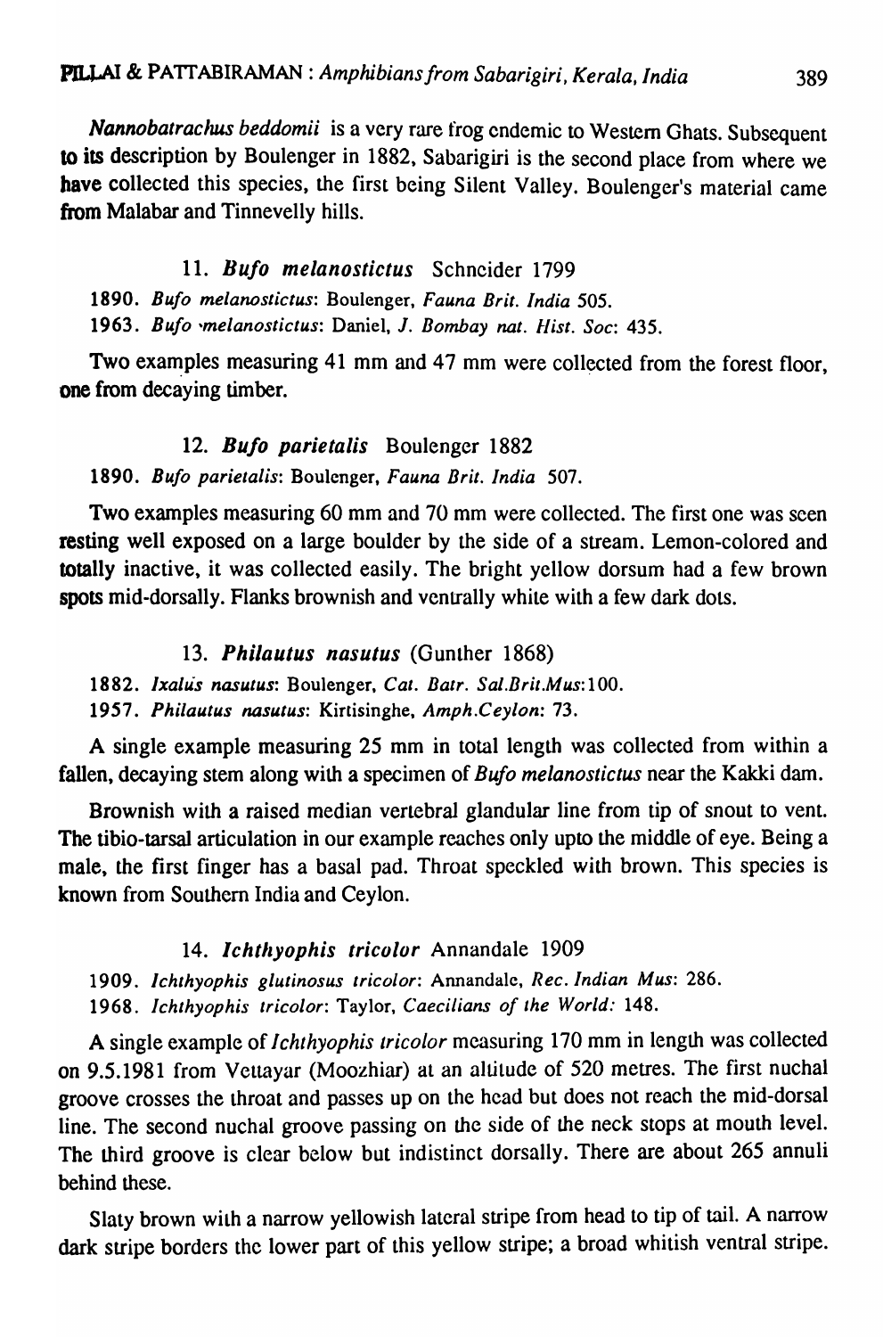*Nannobatrachus beddomii* is a very rare frog endemic to Western Ghats. Subsequent to its description by Boulenger in 1882, Sabarigiri is the second place from where we have collected this species, the first being Silent Valley. Boulenger's material came from Malabar and Tinnevelly hills.

### 11. *Bufo melanostictus* Schneider 1799

1890. *Bufo melanostictus*: Boulenger, *Fauna Brit. India* 505.
1963. *Bufo melanostictus*: Daniel, *J. Bombay nat. Hist. Soc*: 435.

Two examples measuring 41 mm and 47 mm were collected from the forest floor, one from decaying timber.

### 12. *Bufo parietalis* Boulenger 1882

1890. *Bufo parietalis*: Boulenger, *Fauna Brit. India* 507.

Two examples measuring 60 mm and 70 mm were collected. The first one was seen resting well exposed on a large boulder by the side of a stream. Lemon-colored and totally inactive, it was collected easily. The bright yellow dorsum had a few brown spots mid-dorsally. Flanks brownish and ventrally white with a few dark dots.

### 13. *Philautus nasutus* (Gunther 1868)

1882. *Ixalus nasutus*: Boulenger, *Cat. Batr. Sal.Brit.Mus*:100.
1957. *Philautus nasutus*: Kirtisinghe, *Amph.Ceylon*: 73.

A single example measuring 25 mm in total length was collected from within a fallen, decaying stem along with a specimen of *Bufo melanostictus* near the Kakki dam.

Brownish with a raised median vertebral glandular line from tip of snout to vent. The tibio-tarsal articulation in our example reaches only upto the middle of eye. Being a male, the first finger has a basal pad. Throat speckled with brown. This species is known from Southern India and Ceylon.

### 14. *Ichthyophis tricolor* Annandale 1909

1909. *Ichthyophis glutinosus tricolor*: Annandale, *Rec. Indian Mus*: 286.
1968. *Ichthyophis tricolor*: Taylor, *Caecilians of the World*: 148.

A single example of *Ichthyophis tricolor* measuring 170 mm in length was collected on 9.5.1981 from Vettayar (Moozhiar) at an altitude of 520 metres. The first nuchal groove crosses the throat and passes up on the head but does not reach the mid-dorsal line. The second nuchal groove passing on the side of the neck stops at mouth level. The third groove is clear below but indistinct dorsally. There are about 265 annuli behind these.

Slaty brown with a narrow yellowish lateral stripe from head to tip of tail. A narrow dark stripe borders the lower part of this yellow stripe; a broad whitish ventral stripe.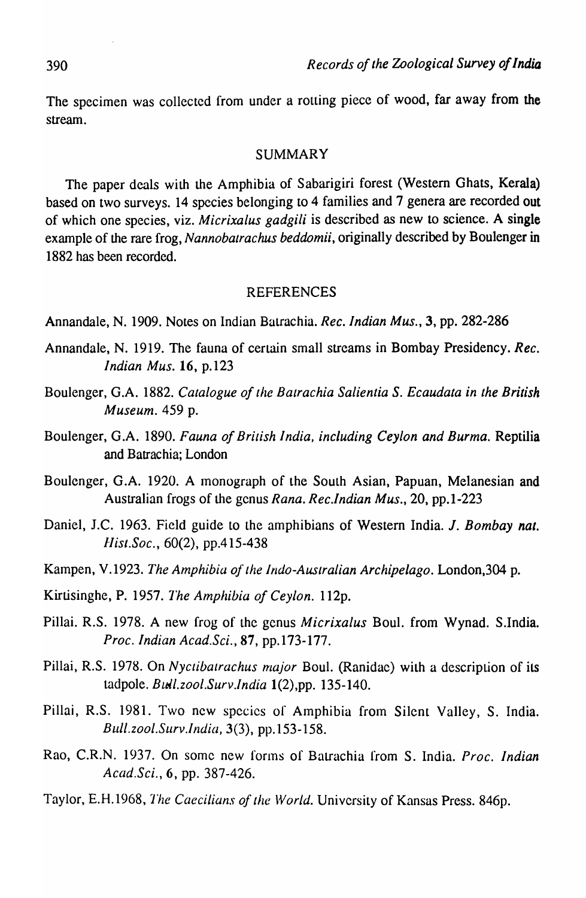The specimen was collected from under a rotting piece of wood, far away from the stream.

## SUMMARY

The paper deals with the Amphibia of Sabarigiri forest (Western Ghats, Kerala) based on two surveys. 14 species belonging to 4 families and 7 genera are recorded out of which one species, viz. *Micrixalus gadgili* is described as new to science. A single example of the rare frog, *Nannobatrachus beddomii*, originally described by Boulenger in 1882 has been recorded.

## REFERENCES

Annandale, N. 1909. Notes on Indian Batrachia. *Rec. Indian Mus.*, **3**, pp. 282-286

Annandale, N. 1919. The fauna of certain small streams in Bombay Presidency. *Rec. Indian Mus.* **16**, p.123

Boulenger, G.A. 1882. *Catalogue of the Batrachia Salientia S. Ecaudata in the British Museum*. 459 p.

Boulenger, G.A. 1890. *Fauna of British India, including Ceylon and Burma*. Reptilia and Batrachia; London

Boulenger, G.A. 1920. A monograph of the South Asian, Papuan, Melanesian and Australian frogs of the genus *Rana*. *Rec.Indian Mus.*, 20, pp.1-223

Daniel, J.C. 1963. Field guide to the amphibians of Western India. *J. Bombay nat. Hist.Soc.*, 60(2), pp.415-438

Kampen, V.1923. *The Amphibia of the Indo-Australian Archipelago*. London,304 p.

Kirtisinghe, P. 1957. *The Amphibia of Ceylon*. 112p.

Pillai. R.S. 1978. A new frog of the genus *Micrixalus* Boul. from Wynad. S.India. *Proc. Indian Acad.Sci.*, **87**, pp.173-177.

Pillai, R.S. 1978. On *Nyctibatrachus major* Boul. (Ranidae) with a description of its tadpole. *Bull.zool.Surv.India* **1**(2),pp. 135-140.

Pillai, R.S. 1981. Two new species of Amphibia from Silent Valley, S. India. *Bull.zool.Surv.India*, **3**(3), pp.153-158.

Rao, C.R.N. 1937. On some new forms of Batrachia from S. India. *Proc. Indian Acad.Sci.*, **6**, pp. 387-426.

Taylor, E.H.1968, *The Caecilians of the World*. University of Kansas Press. 846p.